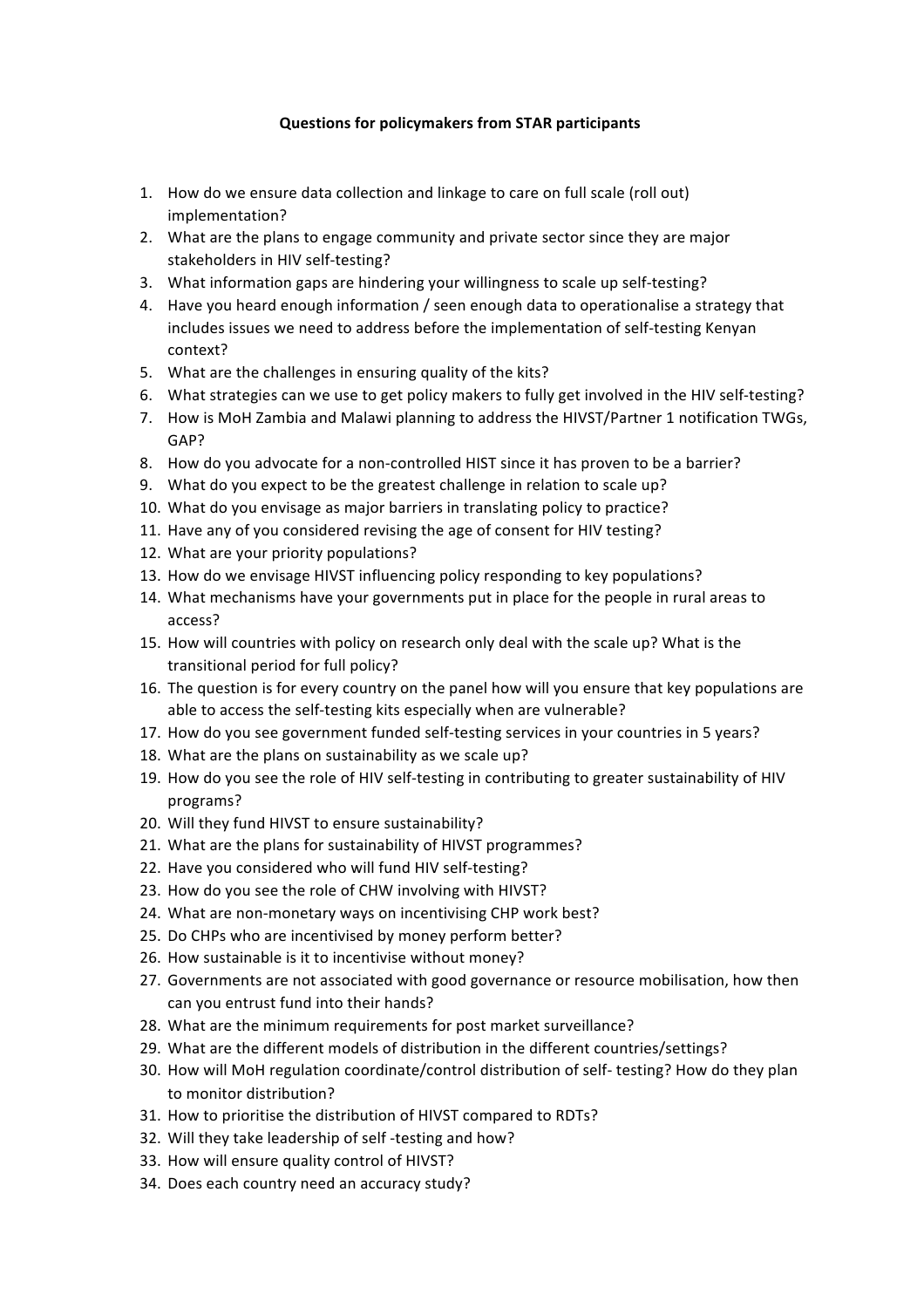**Questions for policymakers from STAR participants**

1. How do we ensure data collection and linkage to care on full scale (roll out) implementation?
2. What are the plans to engage community and private sector since they are major stakeholders in HIV self-testing?
3. What information gaps are hindering your willingness to scale up self-testing?
4. Have you heard enough information / seen enough data to operationalise a strategy that includes issues we need to address before the implementation of self-testing Kenyan context?
5. What are the challenges in ensuring quality of the kits?
6. What strategies can we use to get policy makers to fully get involved in the HIV self-testing?
7. How is MoH Zambia and Malawi planning to address the HIVST/Partner 1 notification TWGs, GAP?
8. How do you advocate for a non-controlled HIST since it has proven to be a barrier?
9. What do you expect to be the greatest challenge in relation to scale up?
10. What do you envisage as major barriers in translating policy to practice?
11. Have any of you considered revising the age of consent for HIV testing?
12. What are your priority populations?
13. How do we envisage HIVST influencing policy responding to key populations?
14. What mechanisms have your governments put in place for the people in rural areas to access?
15. How will countries with policy on research only deal with the scale up? What is the transitional period for full policy?
16. The question is for every country on the panel how will you ensure that key populations are able to access the self-testing kits especially when are vulnerable?
17. How do you see government funded self-testing services in your countries in 5 years?
18. What are the plans on sustainability as we scale up?
19. How do you see the role of HIV self-testing in contributing to greater sustainability of HIV programs?
20. Will they fund HIVST to ensure sustainability?
21. What are the plans for sustainability of HIVST programmes?
22. Have you considered who will fund HIV self-testing?
23. How do you see the role of CHW involving with HIVST?
24. What are non-monetary ways on incentivising CHP work best?
25. Do CHPs who are incentivised by money perform better?
26. How sustainable is it to incentivise without money?
27. Governments are not associated with good governance or resource mobilisation, how then can you entrust fund into their hands?
28. What are the minimum requirements for post market surveillance?
29. What are the different models of distribution in the different countries/settings?
30. How will MoH regulation coordinate/control distribution of self- testing? How do they plan to monitor distribution?
31. How to prioritise the distribution of HIVST compared to RDTs?
32. Will they take leadership of self -testing and how?
33. How will ensure quality control of HIVST?
34. Does each country need an accuracy study?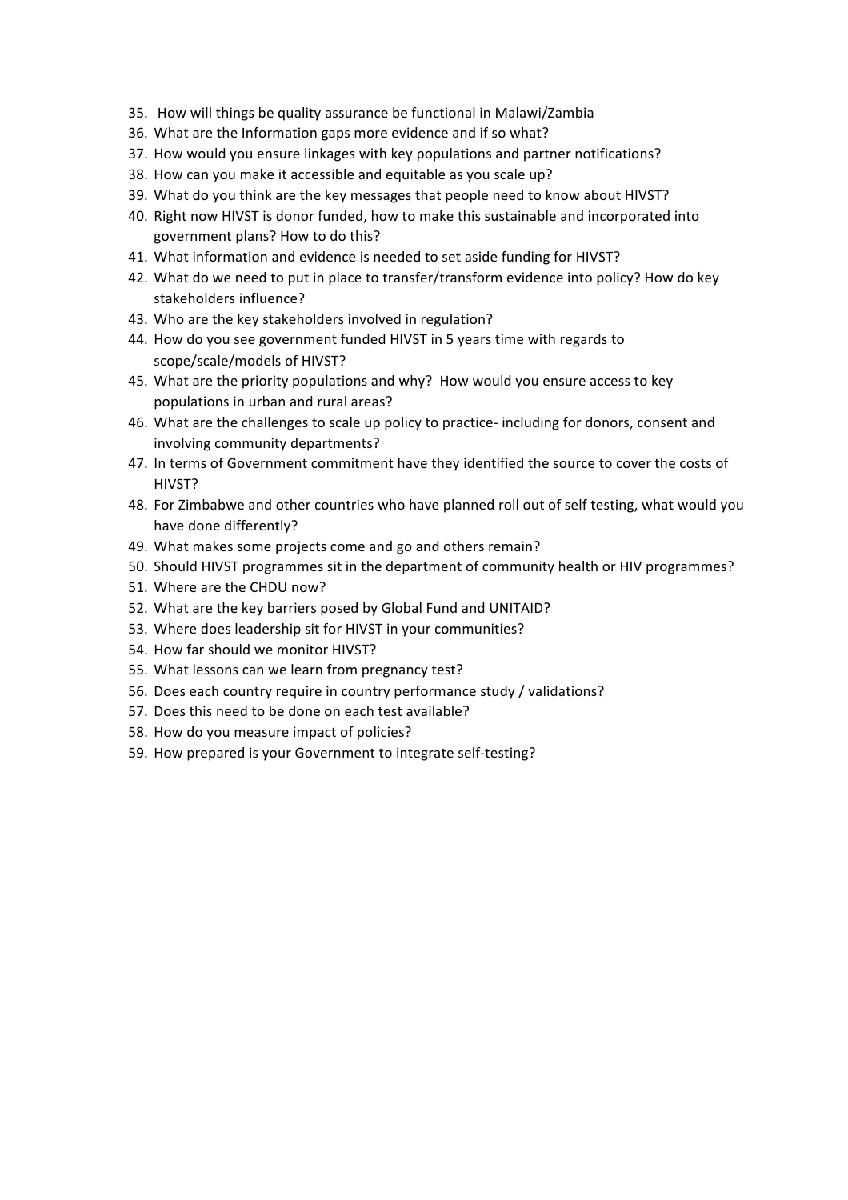35. How will things be quality assurance be functional in Malawi/Zambia
36. What are the Information gaps more evidence and if so what?
37. How would you ensure linkages with key populations and partner notifications?
38. How can you make it accessible and equitable as you scale up?
39. What do you think are the key messages that people need to know about HIVST?
40. Right now HIVST is donor funded, how to make this sustainable and incorporated into government plans? How to do this?
41. What information and evidence is needed to set aside funding for HIVST?
42. What do we need to put in place to transfer/transform evidence into policy? How do key stakeholders influence?
43. Who are the key stakeholders involved in regulation?
44. How do you see government funded HIVST in 5 years time with regards to scope/scale/models of HIVST?
45. What are the priority populations and why? How would you ensure access to key populations in urban and rural areas?
46. What are the challenges to scale up policy to practice- including for donors, consent and involving community departments?
47. In terms of Government commitment have they identified the source to cover the costs of HIVST?
48. For Zimbabwe and other countries who have planned roll out of self testing, what would you have done differently?
49. What makes some projects come and go and others remain?
50. Should HIVST programmes sit in the department of community health or HIV programmes?
51. Where are the CHDU now?
52. What are the key barriers posed by Global Fund and UNITAID?
53. Where does leadership sit for HIVST in your communities?
54. How far should we monitor HIVST?
55. What lessons can we learn from pregnancy test?
56. Does each country require in country performance study / validations?
57. Does this need to be done on each test available?
58. How do you measure impact of policies?
59. How prepared is your Government to integrate self-testing?